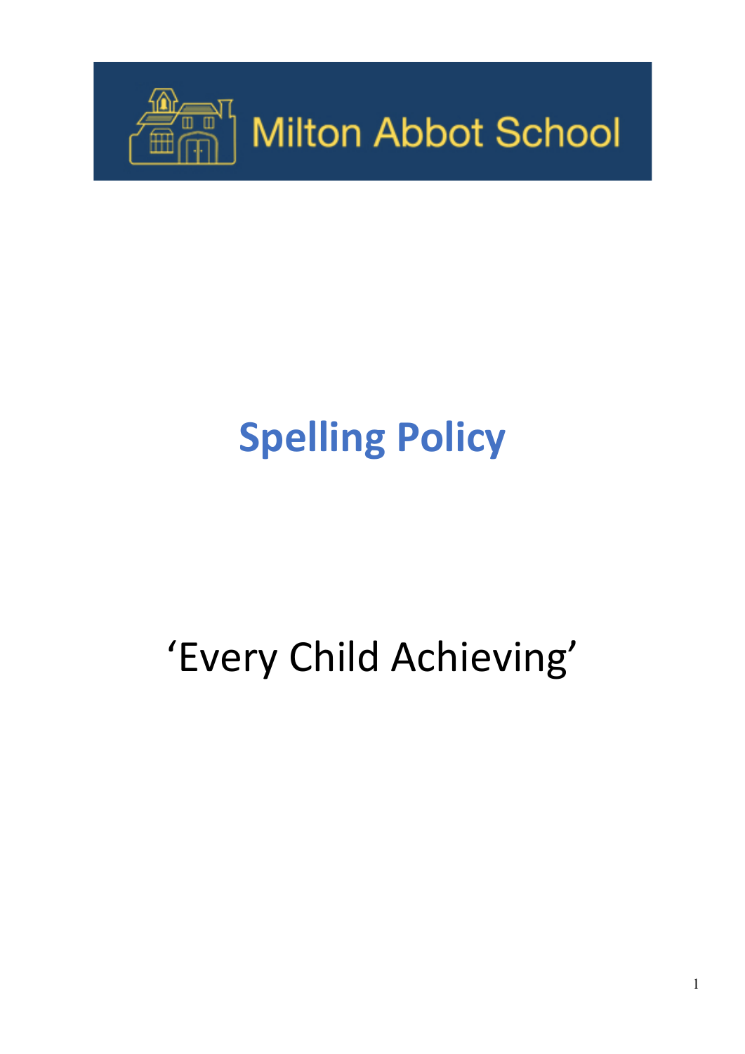Milton Abbot School

# Spelling Policy

'Every Child Achieving'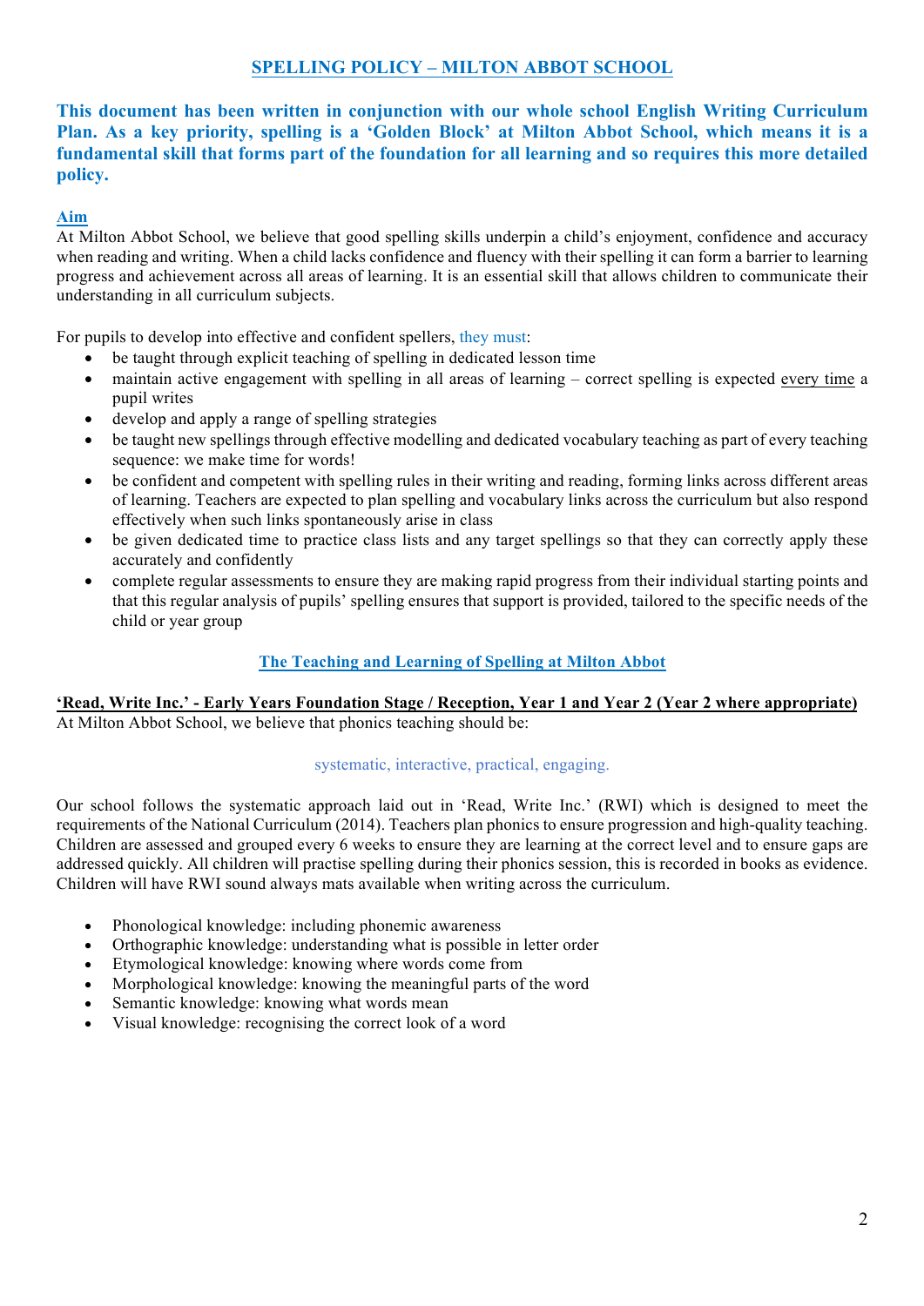# SPELLING POLICY – MILTON ABBOT SCHOOL

**This document has been written in conjunction with our whole school English Writing Curriculum Plan. As a key priority, spelling is a 'Golden Block' at Milton Abbot School, which means it is a fundamental skill that forms part of the foundation for all learning and so requires this more detailed policy.**

## Aim

At Milton Abbot School, we believe that good spelling skills underpin a child's enjoyment, confidence and accuracy when reading and writing. When a child lacks confidence and fluency with their spelling it can form a barrier to learning progress and achievement across all areas of learning. It is an essential skill that allows children to communicate their understanding in all curriculum subjects.

For pupils to develop into effective and confident spellers, they must:

- be taught through explicit teaching of spelling in dedicated lesson time
- maintain active engagement with spelling in all areas of learning – correct spelling is expected every time a pupil writes
- develop and apply a range of spelling strategies
- be taught new spellings through effective modelling and dedicated vocabulary teaching as part of every teaching sequence: we make time for words!
- be confident and competent with spelling rules in their writing and reading, forming links across different areas of learning. Teachers are expected to plan spelling and vocabulary links across the curriculum but also respond effectively when such links spontaneously arise in class
- be given dedicated time to practice class lists and any target spellings so that they can correctly apply these accurately and confidently
- complete regular assessments to ensure they are making rapid progress from their individual starting points and that this regular analysis of pupils' spelling ensures that support is provided, tailored to the specific needs of the child or year group

## The Teaching and Learning of Spelling at Milton Abbot

### 'Read, Write Inc.' - Early Years Foundation Stage / Reception, Year 1 and Year 2 (Year 2 where appropriate)

At Milton Abbot School, we believe that phonics teaching should be:

systematic, interactive, practical, engaging.

Our school follows the systematic approach laid out in 'Read, Write Inc.' (RWI) which is designed to meet the requirements of the National Curriculum (2014). Teachers plan phonics to ensure progression and high-quality teaching. Children are assessed and grouped every 6 weeks to ensure they are learning at the correct level and to ensure gaps are addressed quickly. All children will practise spelling during their phonics session, this is recorded in books as evidence. Children will have RWI sound always mats available when writing across the curriculum.

- Phonological knowledge: including phonemic awareness
- Orthographic knowledge: understanding what is possible in letter order
- Etymological knowledge: knowing where words come from
- Morphological knowledge: knowing the meaningful parts of the word
- Semantic knowledge: knowing what words mean
- Visual knowledge: recognising the correct look of a word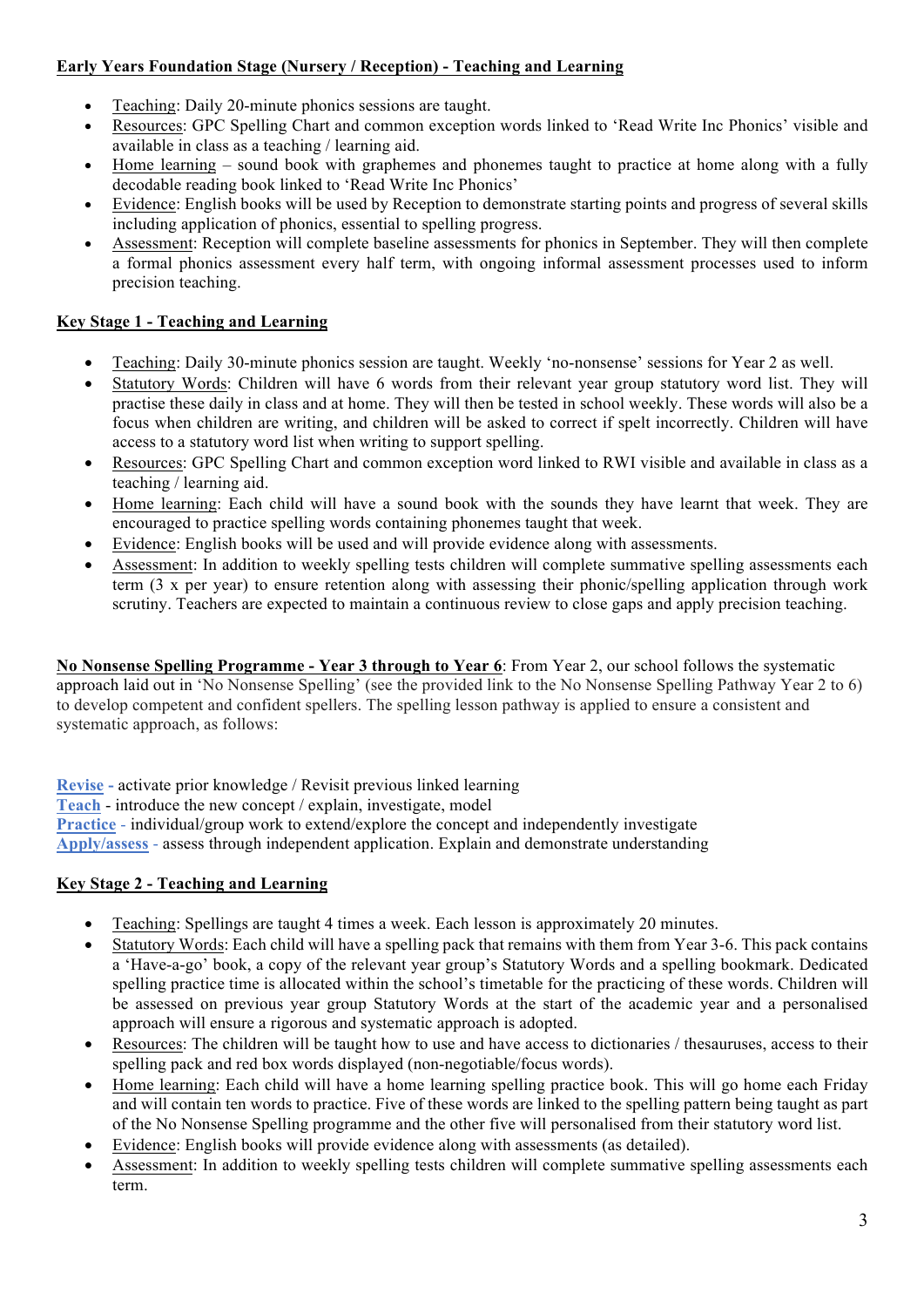**Early Years Foundation Stage (Nursery / Reception) - Teaching and Learning**

- Teaching: Daily 20-minute phonics sessions are taught.
- Resources: GPC Spelling Chart and common exception words linked to 'Read Write Inc Phonics' visible and available in class as a teaching / learning aid.
- Home learning – sound book with graphemes and phonemes taught to practice at home along with a fully decodable reading book linked to 'Read Write Inc Phonics'
- Evidence: English books will be used by Reception to demonstrate starting points and progress of several skills including application of phonics, essential to spelling progress.
- Assessment: Reception will complete baseline assessments for phonics in September. They will then complete a formal phonics assessment every half term, with ongoing informal assessment processes used to inform precision teaching.

**Key Stage 1 - Teaching and Learning**

- Teaching: Daily 30-minute phonics session are taught. Weekly 'no-nonsense' sessions for Year 2 as well.
- Statutory Words: Children will have 6 words from their relevant year group statutory word list. They will practise these daily in class and at home. They will then be tested in school weekly. These words will also be a focus when children are writing, and children will be asked to correct if spelt incorrectly. Children will have access to a statutory word list when writing to support spelling.
- Resources: GPC Spelling Chart and common exception word linked to RWI visible and available in class as a teaching / learning aid.
- Home learning: Each child will have a sound book with the sounds they have learnt that week. They are encouraged to practice spelling words containing phonemes taught that week.
- Evidence: English books will be used and will provide evidence along with assessments.
- Assessment: In addition to weekly spelling tests children will complete summative spelling assessments each term (3 x per year) to ensure retention along with assessing their phonic/spelling application through work scrutiny. Teachers are expected to maintain a continuous review to close gaps and apply precision teaching.

**No Nonsense Spelling Programme - Year 3 through to Year 6**: From Year 2, our school follows the systematic approach laid out in 'No Nonsense Spelling' (see the provided link to the No Nonsense Spelling Pathway Year 2 to 6) to develop competent and confident spellers. The spelling lesson pathway is applied to ensure a consistent and systematic approach, as follows:

**Revise** - activate prior knowledge / Revisit previous linked learning
**Teach** - introduce the new concept / explain, investigate, model
**Practice** - individual/group work to extend/explore the concept and independently investigate
**Apply/assess** - assess through independent application. Explain and demonstrate understanding

**Key Stage 2 - Teaching and Learning**

- Teaching: Spellings are taught 4 times a week. Each lesson is approximately 20 minutes.
- Statutory Words: Each child will have a spelling pack that remains with them from Year 3-6. This pack contains a 'Have-a-go' book, a copy of the relevant year group's Statutory Words and a spelling bookmark. Dedicated spelling practice time is allocated within the school's timetable for the practicing of these words. Children will be assessed on previous year group Statutory Words at the start of the academic year and a personalised approach will ensure a rigorous and systematic approach is adopted.
- Resources: The children will be taught how to use and have access to dictionaries / thesauruses, access to their spelling pack and red box words displayed (non-negotiable/focus words).
- Home learning: Each child will have a home learning spelling practice book. This will go home each Friday and will contain ten words to practice. Five of these words are linked to the spelling pattern being taught as part of the No Nonsense Spelling programme and the other five will personalised from their statutory word list.
- Evidence: English books will provide evidence along with assessments (as detailed).
- Assessment: In addition to weekly spelling tests children will complete summative spelling assessments each term.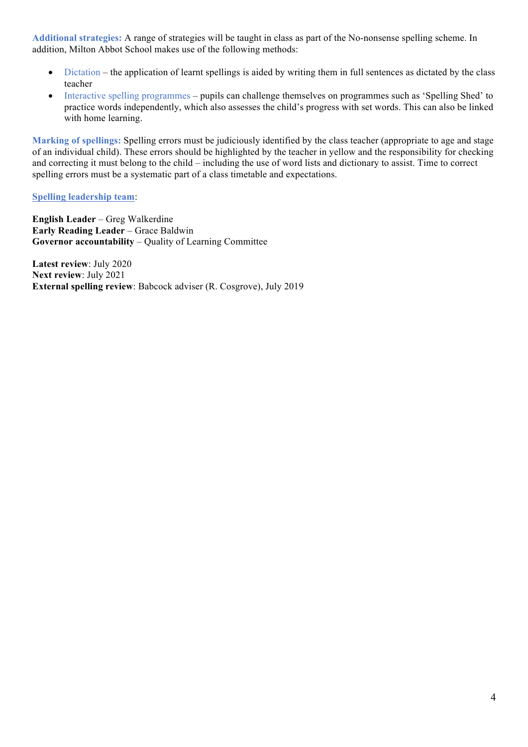**Additional strategies:** A range of strategies will be taught in class as part of the No-nonsense spelling scheme. In addition, Milton Abbot School makes use of the following methods:

- Dictation – the application of learnt spellings is aided by writing them in full sentences as dictated by the class teacher
- Interactive spelling programmes – pupils can challenge themselves on programmes such as 'Spelling Shed' to practice words independently, which also assesses the child's progress with set words. This can also be linked with home learning.

**Marking of spellings:** Spelling errors must be judiciously identified by the class teacher (appropriate to age and stage of an individual child). These errors should be highlighted by the teacher in yellow and the responsibility for checking and correcting it must belong to the child – including the use of word lists and dictionary to assist. Time to correct spelling errors must be a systematic part of a class timetable and expectations.

**Spelling leadership team**:

**English Leader** – Greg Walkerdine
**Early Reading Leader** – Grace Baldwin
**Governor accountability** – Quality of Learning Committee

**Latest review**: July 2020
**Next review**: July 2021
**External spelling review**: Babcock adviser (R. Cosgrove), July 2019